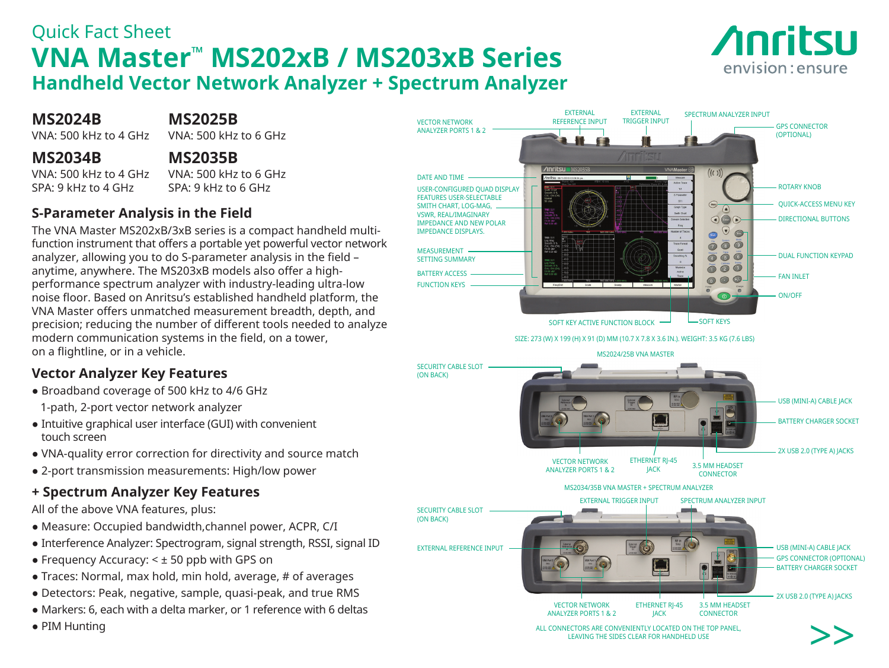Quick Fact Sheet

# VNA Master™ MS202xB / MS203xB Series

## Handheld Vector Network Analyzer + Spectrum Analyzer

**MS2024B**
VNA: 500 kHz to 4 GHz

**MS2025B**
VNA: 500 kHz to 6 GHz

**MS2034B**
VNA: 500 kHz to 4 GHz
SPA: 9 kHz to 4 GHz

**MS2035B**
VNA: 500 kHz to 6 GHz
SPA: 9 kHz to 6 GHz

### S-Parameter Analysis in the Field

The VNA Master MS202xB/3xB series is a compact handheld multi-function instrument that offers a portable yet powerful vector network analyzer, allowing you to do S-parameter analysis in the field – anytime, anywhere. The MS203xB models also offer a high-performance spectrum analyzer with industry-leading ultra-low noise floor. Based on Anritsu's established handheld platform, the VNA Master offers unmatched measurement breadth, depth, and precision; reducing the number of different tools needed to analyze modern communication systems in the field, on a tower, on a flightline, or in a vehicle.

### Vector Analyzer Key Features

- Broadband coverage of 500 kHz to 4/6 GHz 1-path, 2-port vector network analyzer
- Intuitive graphical user interface (GUI) with convenient touch screen
- VNA-quality error correction for directivity and source match
- 2-port transmission measurements: High/low power

### + Spectrum Analyzer Key Features

All of the above VNA features, plus:

- Measure: Occupied bandwidth,channel power, ACPR, C/I
- Interference Analyzer: Spectrogram, signal strength, RSSI, signal ID
- Frequency Accuracy: < ± 50 ppb with GPS on
- Traces: Normal, max hold, min hold, average, # of averages
- Detectors: Peak, negative, sample, quasi-peak, and true RMS
- Markers: 6, each with a delta marker, or 1 reference with 6 deltas
- PIM Hunting

VECTOR NETWORK ANALYZER PORTS 1 & 2 · EXTERNAL REFERENCE INPUT · EXTERNAL TRIGGER INPUT · SPECTRUM ANALYZER INPUT · GPS CONNECTOR (OPTIONAL) · DATE AND TIME · USER-CONFIGURED QUAD DISPLAY FEATURES USER-SELECTABLE SMITH CHART, LOG-MAG, VSWR, REAL/IMAGINARY IMPEDANCE AND NEW POLAR IMPEDANCE DISPLAYS. · ROTARY KNOB · QUICK-ACCESS MENU KEY · DIRECTIONAL BUTTONS · MEASUREMENT SETTING SUMMARY · DUAL FUNCTION KEYPAD · BATTERY ACCESS · FAN INLET · FUNCTION KEYS · ON/OFF · SOFT KEY ACTIVE FUNCTION BLOCK · SOFT KEYS

SIZE: 273 (W) X 199 (H) X 91 (D) MM (10.7 X 7.8 X 3.6 IN.). WEIGHT: 3.5 KG (7.6 LBS)

MS2024/25B VNA MASTER

SECURITY CABLE SLOT (ON BACK) · USB (MINI-A) CABLE JACK · BATTERY CHARGER SOCKET · 2X USB 2.0 (TYPE A) JACKS · VECTOR NETWORK ANALYZER PORTS 1 & 2 · ETHERNET RJ-45 JACK · 3.5 MM HEADSET CONNECTOR

MS2034/35B VNA MASTER + SPECTRUM ANALYZER

EXTERNAL TRIGGER INPUT · SPECTRUM ANALYZER INPUT · SECURITY CABLE SLOT (ON BACK) · EXTERNAL REFERENCE INPUT · USB (MINI-A) CABLE JACK · GPS CONNECTOR (OPTIONAL) · BATTERY CHARGER SOCKET · 2X USB 2.0 (TYPE A) JACKS · VECTOR NETWORK ANALYZER PORTS 1 & 2 · ETHERNET RJ-45 JACK · 3.5 MM HEADSET CONNECTOR

ALL CONNECTORS ARE CONVENIENTLY LOCATED ON THE TOP PANEL, LEAVING THE SIDES CLEAR FOR HANDHELD USE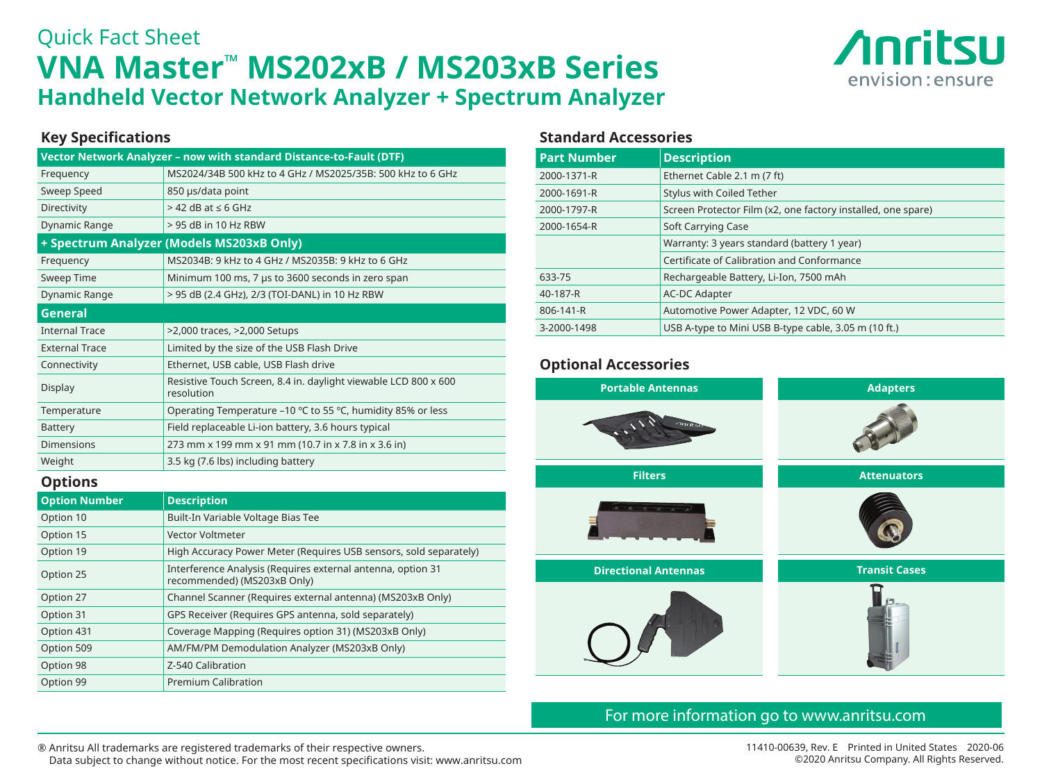Quick Fact Sheet

# VNA Master™ MS202xB / MS203xB Series

## Handheld Vector Network Analyzer + Spectrum Analyzer

Anritsu envision : ensure

### Key Specifications

| Vector Network Analyzer – now with standard Distance-to-Fault (DTF) | |
|---|---|
| Frequency | MS2024/34B 500 kHz to 4 GHz / MS2025/35B: 500 kHz to 6 GHz |
| Sweep Speed | 850 μs/data point |
| Directivity | > 42 dB at ≤ 6 GHz |
| Dynamic Range | > 95 dB in 10 Hz RBW |
| **+ Spectrum Analyzer (Models MS203xB Only)** | |
| Frequency | MS2034B: 9 kHz to 4 GHz / MS2035B: 9 kHz to 6 GHz |
| Sweep Time | Minimum 100 ms, 7 μs to 3600 seconds in zero span |
| Dynamic Range | > 95 dB (2.4 GHz), 2/3 (TOI-DANL) in 10 Hz RBW |
| **General** | |
| Internal Trace | >2,000 traces, >2,000 Setups |
| External Trace | Limited by the size of the USB Flash Drive |
| Connectivity | Ethernet, USB cable, USB Flash drive |
| Display | Resistive Touch Screen, 8.4 in. daylight viewable LCD 800 x 600 resolution |
| Temperature | Operating Temperature –10 ºC to 55 ºC, humidity 85% or less |
| Battery | Field replaceable Li-ion battery, 3.6 hours typical |
| Dimensions | 273 mm x 199 mm x 91 mm (10.7 in x 7.8 in x 3.6 in) |
| Weight | 3.5 kg (7.6 lbs) including battery |

### Options

| Option Number | Description |
|---|---|
| Option 10 | Built-In Variable Voltage Bias Tee |
| Option 15 | Vector Voltmeter |
| Option 19 | High Accuracy Power Meter (Requires USB sensors, sold separately) |
| Option 25 | Interference Analysis (Requires external antenna, option 31 recommended) (MS203xB Only) |
| Option 27 | Channel Scanner (Requires external antenna) (MS203xB Only) |
| Option 31 | GPS Receiver (Requires GPS antenna, sold separately) |
| Option 431 | Coverage Mapping (Requires option 31) (MS203xB Only) |
| Option 509 | AM/FM/PM Demodulation Analyzer (MS203xB Only) |
| Option 98 | Z-540 Calibration |
| Option 99 | Premium Calibration |

### Standard Accessories

| Part Number | Description |
|---|---|
| 2000-1371-R | Ethernet Cable 2.1 m (7 ft) |
| 2000-1691-R | Stylus with Coiled Tether |
| 2000-1797-R | Screen Protector Film (x2, one factory installed, one spare) |
| 2000-1654-R | Soft Carrying Case |
| | Warranty: 3 years standard (battery 1 year) |
| | Certificate of Calibration and Conformance |
| 633-75 | Rechargeable Battery, Li-Ion, 7500 mAh |
| 40-187-R | AC-DC Adapter |
| 806-141-R | Automotive Power Adapter, 12 VDC, 60 W |
| 3-2000-1498 | USB A-type to Mini USB B-type cable, 3.05 m (10 ft.) |

### Optional Accessories

Portable Antennas

Adapters

Filters

Attenuators

Directional Antennas

Transit Cases

For more information go to www.anritsu.com

® Anritsu All trademarks are registered trademarks of their respective owners.
Data subject to change without notice. For the most recent specifications visit: www.anritsu.com

11410-00639, Rev. E Printed in United States 2020-06
©2020 Anritsu Company. All Rights Reserved.